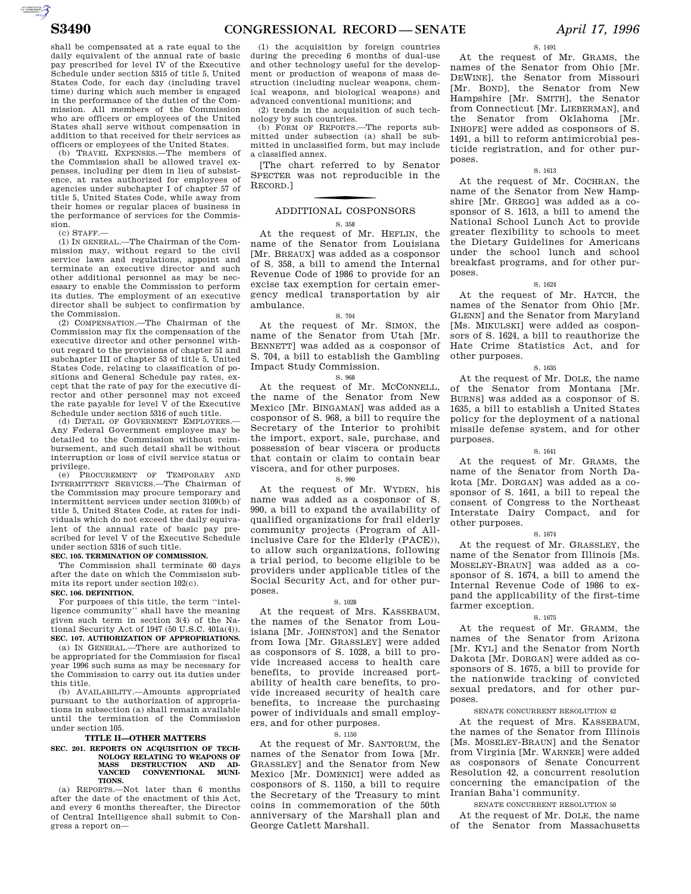shall be compensated at a rate equal to the daily equivalent of the annual rate of basic pay prescribed for level IV of the Executive Schedule under section 5315 of title 5, United States Code, for each day (including travel time) during which such member is engaged in the performance of the duties of the Commission. All members of the Commission who are officers or employees of the United States shall serve without compensation in addition to that received for their services as officers or employees of the United States.

(b) TRAVEL EXPENSES.—The members of the Commission shall be allowed travel expenses, including per diem in lieu of subsistence, at rates authorized for employees of agencies under subchapter I of chapter 57 of title 5, United States Code, while away from their homes or regular places of business in the performance of services for the Commission.

(c) STAFF.—

(1) IN GENERAL.—The Chairman of the Commission may, without regard to the civil service laws and regulations, appoint and terminate an executive director and such other additional personnel as may be necessary to enable the Commission to perform its duties. The employment of an executive director shall be subject to confirmation by the Commission.

(2) COMPENSATION.—The Chairman of the Commission may fix the compensation of the executive director and other personnel without regard to the provisions of chapter 51 and subchapter III of chapter 53 of title 5, United States Code, relating to classification of positions and General Schedule pay rates, except that the rate of pay for the executive director and other personnel may not exceed the rate payable for level V of the Executive Schedule under section 5316 of such title.

(d) DETAIL OF GOVERNMENT EMPLOYEES.—Any Federal Government employee may be detailed to the Commission without reimbursement, and such detail shall be without interruption or loss of civil service status or privilege.

(e) PROCUREMENT OF TEMPORARY AND INTERMITTENT SERVICES.—The Chairman of the Commission may procure temporary and intermittent services under section 3109(b) of title 5, United States Code, at rates for individuals which do not exceed the daily equivalent of the annual rate of basic pay prescribed for level V of the Executive Schedule under section 5316 of such title.

**SEC. 105. TERMINATION OF COMMISSION.**

The Commission shall terminate 60 days after the date on which the Commission submits its report under section 102(c).

**SEC. 106. DEFINITION.**

For purposes of this title, the term ''intelligence community'' shall have the meaning given such term in section 3(4) of the National Security Act of 1947 (50 U.S.C. 401a(4)).

**SEC. 107. AUTHORIZATION OF APPROPRIATIONS.**

(a) IN GENERAL.—There are authorized to be appropriated for the Commission for fiscal year 1996 such sums as may be necessary for the Commission to carry out its duties under this title.

(b) AVAILABILITY.—Amounts appropriated pursuant to the authorization of appropriations in subsection (a) shall remain available until the termination of the Commission under section 105.

**TITLE II—OTHER MATTERS**

**SEC. 201. REPORTS ON ACQUISITION OF TECHNOLOGY RELATING TO WEAPONS OF MASS DESTRUCTION AND ADVANCED CONVENTIONAL MUNITIONS.**

(a) REPORTS.—Not later than 6 months after the date of the enactment of this Act, and every 6 months thereafter, the Director of Central Intelligence shall submit to Congress a report on—

(1) the acquisition by foreign countries during the preceding 6 months of dual-use and other technology useful for the development or production of weapons of mass destruction (including nuclear weapons, chemical weapons, and biological weapons) and advanced conventional munitions; and

(2) trends in the acquisition of such technology by such countries.

(b) FORM OF REPORTS.—The reports submitted under subsection (a) shall be submitted in unclassified form, but may include a classified annex.

[The chart referred to by Senator SPECTER was not reproducible in the RECORD.]

## ADDITIONAL COSPONSORS

S. 358

At the request of Mr. HEFLIN, the name of the Senator from Louisiana [Mr. BREAUX] was added as a cosponsor of S. 358, a bill to amend the Internal Revenue Code of 1986 to provide for an excise tax exemption for certain emergency medical transportation by air ambulance.

S. 704

At the request of Mr. SIMON, the name of the Senator from Utah [Mr. BENNETT] was added as a cosponsor of S. 704, a bill to establish the Gambling Impact Study Commission.

S. 968

At the request of Mr. MCCONNELL, the name of the Senator from New Mexico [Mr. BINGAMAN] was added as a cosponsor of S. 968, a bill to require the Secretary of the Interior to prohibit the import, export, sale, purchase, and possession of bear viscera or products that contain or claim to contain bear viscera, and for other purposes.

S. 990

At the request of Mr. WYDEN, his name was added as a cosponsor of S. 990, a bill to expand the availability of qualified organizations for frail elderly community projects (Program of All-inclusive Care for the Elderly (PACE)), to allow such organizations, following a trial period, to become eligible to be providers under applicable titles of the Social Security Act, and for other purposes.

S. 1028

At the request of Mrs. KASSEBAUM, the names of the Senator from Louisiana [Mr. JOHNSTON] and the Senator from Iowa [Mr. GRASSLEY] were added as cosponsors of S. 1028, a bill to provide increased access to health care benefits, to provide increased portability of health care benefits, to provide increased security of health care benefits, to increase the purchasing power of individuals and small employers, and for other purposes.

S. 1150

At the request of Mr. SANTORUM, the names of the Senator from Iowa [Mr. GRASSLEY] and the Senator from New Mexico [Mr. DOMENICI] were added as cosponsors of S. 1150, a bill to require the Secretary of the Treasury to mint coins in commemoration of the 50th anniversary of the Marshall plan and George Catlett Marshall.

S. 1491

At the request of Mr. GRAMS, the names of the Senator from Ohio [Mr. DEWINE], the Senator from Missouri [Mr. BOND], the Senator from New Hampshire [Mr. SMITH], the Senator from Connecticut [Mr. LIEBERMAN], and the Senator from Oklahoma [Mr. INHOFE] were added as cosponsors of S. 1491, a bill to reform antimicrobial pesticide registration, and for other purposes.

S. 1613

At the request of Mr. COCHRAN, the name of the Senator from New Hampshire [Mr. GREGG] was added as a cosponsor of S. 1613, a bill to amend the National School Lunch Act to provide greater flexibility to schools to meet the Dietary Guidelines for Americans under the school lunch and school breakfast programs, and for other purposes.

S. 1624

At the request of Mr. HATCH, the names of the Senator from Ohio [Mr. GLENN] and the Senator from Maryland [Ms. MIKULSKI] were added as cosponsors of S. 1624, a bill to reauthorize the Hate Crime Statistics Act, and for other purposes.

S. 1635

At the request of Mr. DOLE, the name of the Senator from Montana [Mr. BURNS] was added as a cosponsor of S. 1635, a bill to establish a United States policy for the deployment of a national missile defense system, and for other purposes.

S. 1641

At the request of Mr. GRAMS, the name of the Senator from North Dakota [Mr. DORGAN] was added as a cosponsor of S. 1641, a bill to repeal the consent of Congress to the Northeast Interstate Dairy Compact, and for other purposes.

S. 1674

At the request of Mr. GRASSLEY, the name of the Senator from Illinois [Ms. MOSELEY-BRAUN] was added as a cosponsor of S. 1674, a bill to amend the Internal Revenue Code of 1986 to expand the applicability of the first-time farmer exception.

S. 1675

At the request of Mr. GRAMM, the names of the Senator from Arizona [Mr. KYL] and the Senator from North Dakota [Mr. DORGAN] were added as cosponsors of S. 1675, a bill to provide for the nationwide tracking of convicted sexual predators, and for other purposes.

SENATE CONCURRENT RESOLUTION 42

At the request of Mrs. KASSEBAUM, the names of the Senator from Illinois [Ms. MOSELEY-BRAUN] and the Senator from Virginia [Mr. WARNER] were added as cosponsors of Senate Concurrent Resolution 42, a concurrent resolution concerning the emancipation of the Iranian Baha'i community.

SENATE CONCURRENT RESOLUTION 50

At the request of Mr. DOLE, the name of the Senator from Massachusetts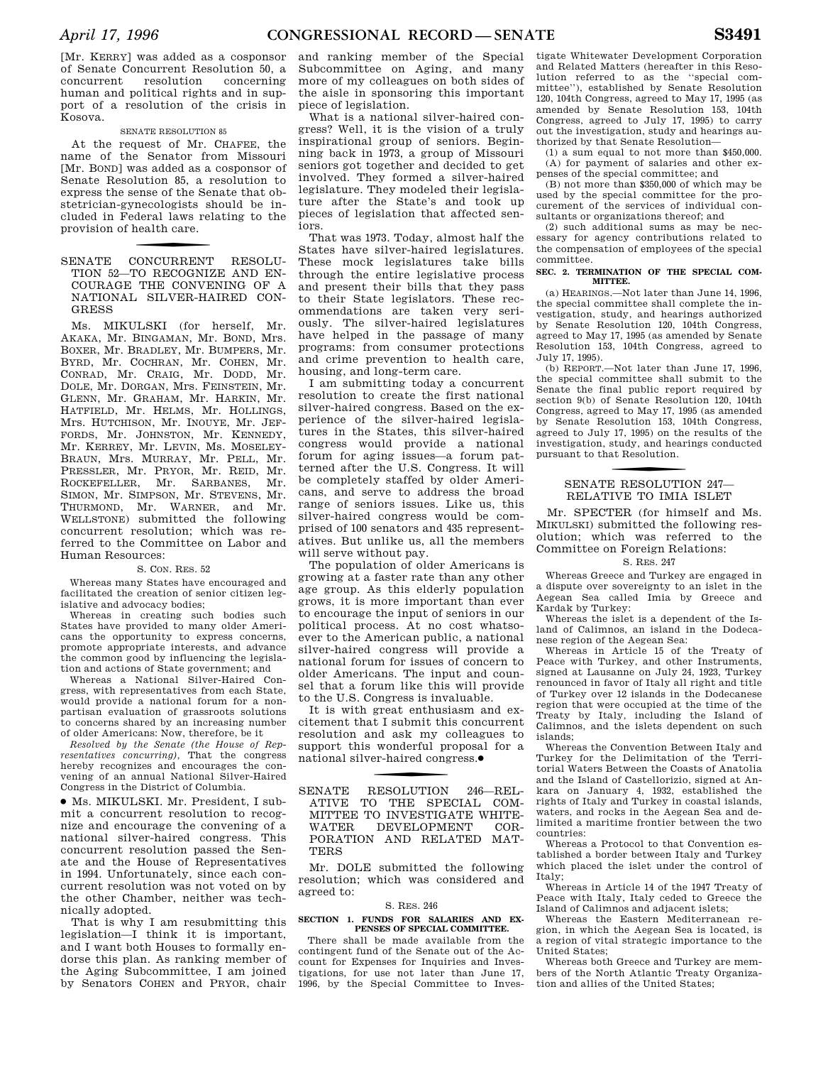[Mr. KERRY] was added as a cosponsor of Senate Concurrent Resolution 50, a concurrent resolution concerning human and political rights and in support of a resolution of the crisis in Kosova.

SENATE RESOLUTION 85

At the request of Mr. CHAFEE, the name of the Senator from Missouri [Mr. BOND] was added as a cosponsor of Senate Resolution 85, a resolution to express the sense of the Senate that obstetrician-gynecologists should be included in Federal laws relating to the provision of health care.

## SENATE CONCURRENT RESOLUTION 52—TO RECOGNIZE AND ENCOURAGE THE CONVENING OF A NATIONAL SILVER-HAIRED CONGRESS

Ms. MIKULSKI (for herself, Mr. AKAKA, Mr. BINGAMAN, Mr. BOND, Mrs. BOXER, Mr. BRADLEY, Mr. BUMPERS, Mr. BYRD, Mr. COCHRAN, Mr. COHEN, Mr. CONRAD, Mr. CRAIG, Mr. DODD, Mr. DOLE, Mr. DORGAN, Mrs. FEINSTEIN, Mr. GLENN, Mr. GRAHAM, Mr. HARKIN, Mr. HATFIELD, Mr. HELMS, Mr. HOLLINGS, Mrs. HUTCHISON, Mr. INOUYE, Mr. JEFFORDS, Mr. JOHNSTON, Mr. KENNEDY, Mr. KERREY, Mr. LEVIN, Ms. MOSELEY-BRAUN, Mrs. MURRAY, Mr. PELL, Mr. PRESSLER, Mr. PRYOR, Mr. REID, Mr. ROCKEFELLER, Mr. SARBANES, Mr. SIMON, Mr. SIMPSON, Mr. STEVENS, Mr. THURMOND, Mr. WARNER, and Mr. WELLSTONE) submitted the following concurrent resolution; which was referred to the Committee on Labor and Human Resources:

S. CON. RES. 52

Whereas many States have encouraged and facilitated the creation of senior citizen legislative and advocacy bodies;

Whereas in creating such bodies such States have provided to many older Americans the opportunity to express concerns, promote appropriate interests, and advance the common good by influencing the legislation and actions of State government; and

Whereas a National Silver-Haired Congress, with representatives from each State, would provide a national forum for a nonpartisan evaluation of grassroots solutions to concerns shared by an increasing number of older Americans: Now, therefore, be it

*Resolved by the Senate (the House of Representatives concurring),* That the congress hereby recognizes and encourages the convening of an annual National Silver-Haired Congress in the District of Columbia.

● Ms. MIKULSKI. Mr. President, I submit a concurrent resolution to recognize and encourage the convening of a national silver-haired congress. This concurrent resolution passed the Senate and the House of Representatives in 1994. Unfortunately, since each concurrent resolution was not voted on by the other Chamber, neither was technically adopted.

That is why I am resubmitting this legislation—I think it is important, and I want both Houses to formally endorse this plan. As ranking member of the Aging Subcommittee, I am joined by Senators COHEN and PRYOR, chair and ranking member of the Special Subcommittee on Aging, and many more of my colleagues on both sides of the aisle in sponsoring this important piece of legislation.

What is a national silver-haired congress? Well, it is the vision of a truly inspirational group of seniors. Beginning back in 1973, a group of Missouri seniors got together and decided to get involved. They formed a silver-haired legislature. They modeled their legislature after the State's and took up pieces of legislation that affected seniors.

That was 1973. Today, almost half the States have silver-haired legislatures. These mock legislatures take bills through the entire legislative process and present their bills that they pass to their State legislators. These recommendations are taken very seriously. The silver-haired legislatures have helped in the passage of many programs: from consumer protections and crime prevention to health care, housing, and long-term care.

I am submitting today a concurrent resolution to create the first national silver-haired congress. Based on the experience of the silver-haired legislatures in the States, this silver-haired congress would provide a national forum for aging issues—a forum patterned after the U.S. Congress. It will be completely staffed by older Americans, and serve to address the broad range of seniors issues. Like us, this silver-haired congress would be comprised of 100 senators and 435 representatives. But unlike us, all the members will serve without pay.

The population of older Americans is growing at a faster rate than any other age group. As this elderly population grows, it is more important than ever to encourage the input of seniors in our political process. At no cost whatsoever to the American public, a national silver-haired congress will provide a national forum for issues of concern to older Americans. The input and counsel that a forum like this will provide to the U.S. Congress is invaluable.

It is with great enthusiasm and excitement that I submit this concurrent resolution and ask my colleagues to support this wonderful proposal for a national silver-haired congress.●

## SENATE RESOLUTION 246—RELATIVE TO THE SPECIAL COMMITTEE TO INVESTIGATE WHITEWATER DEVELOPMENT CORPORATION AND RELATED MATTERS

Mr. DOLE submitted the following resolution; which was considered and agreed to:

S. RES. 246

**SECTION 1. FUNDS FOR SALARIES AND EXPENSES OF SPECIAL COMMITTEE.**

There shall be made available from the contingent fund of the Senate out of the Account for Expenses for Inquiries and Investigations, for use not later than June 17, 1996, by the Special Committee to Investigate Whitewater Development Corporation and Related Matters (hereafter in this Resolution referred to as the "special committee"), established by Senate Resolution 120, 104th Congress, agreed to May 17, 1995 (as amended by Senate Resolution 153, 104th Congress, agreed to July 17, 1995) to carry out the investigation, study and hearings authorized by that Senate Resolution—

(1) a sum equal to not more than $450,000.

(A) for payment of salaries and other expenses of the special committee; and

(B) not more than $350,000 of which may be used by the special committee for the procurement of the services of individual consultants or organizations thereof; and

(2) such additional sums as may be necessary for agency contributions related to the compensation of employees of the special committee.

**SEC. 2. TERMINATION OF THE SPECIAL COMMITTEE.**

(a) HEARINGS.—Not later than June 14, 1996, the special committee shall complete the investigation, study, and hearings authorized by Senate Resolution 120, 104th Congress, agreed to May 17, 1995 (as amended by Senate Resolution 153, 104th Congress, agreed to July 17, 1995).

(b) REPORT.—Not later than June 17, 1996, the special committee shall submit to the Senate the final public report required by section 9(b) of Senate Resolution 120, 104th Congress, agreed to May 17, 1995 (as amended by Senate Resolution 153, 104th Congress, agreed to July 17, 1995) on the results of the investigation, study, and hearings conducted pursuant to that Resolution.

## SENATE RESOLUTION 247—RELATIVE TO IMIA ISLET

Mr. SPECTER (for himself and Ms. MIKULSKI) submitted the following resolution; which was referred to the Committee on Foreign Relations:

S. RES. 247

Whereas Greece and Turkey are engaged in a dispute over sovereignty to an islet in the Aegean Sea called Imia by Greece and Kardak by Turkey:

Whereas the islet is a dependent of the Island of Calimnos, an island in the Dodecanese region of the Aegean Sea:

Whereas in Article 15 of the Treaty of Peace with Turkey, and other Instruments, signed at Lausanne on July 24, 1923, Turkey renounced in favor of Italy all right and title of Turkey over 12 islands in the Dodecanese region that were occupied at the time of the Treaty by Italy, including the Island of Calimnos, and the islets dependent on such islands;

Whereas the Convention Between Italy and Turkey for the Delimitation of the Territorial Waters Between the Coasts of Anatolia and the Island of Castellorizio, signed at Ankara on January 4, 1932, established the rights of Italy and Turkey in coastal islands, waters, and rocks in the Aegean Sea and delimited a maritime frontier between the two countries:

Whereas a Protocol to that Convention established a border between Italy and Turkey which placed the islet under the control of Italy;

Whereas in Article 14 of the 1947 Treaty of Peace with Italy, Italy ceded to Greece the Island of Calimnos and adjacent islets;

Whereas the Eastern Mediterranean region, in which the Aegean Sea is located, is a region of vital strategic importance to the United States;

Whereas both Greece and Turkey are members of the North Atlantic Treaty Organization and allies of the United States;